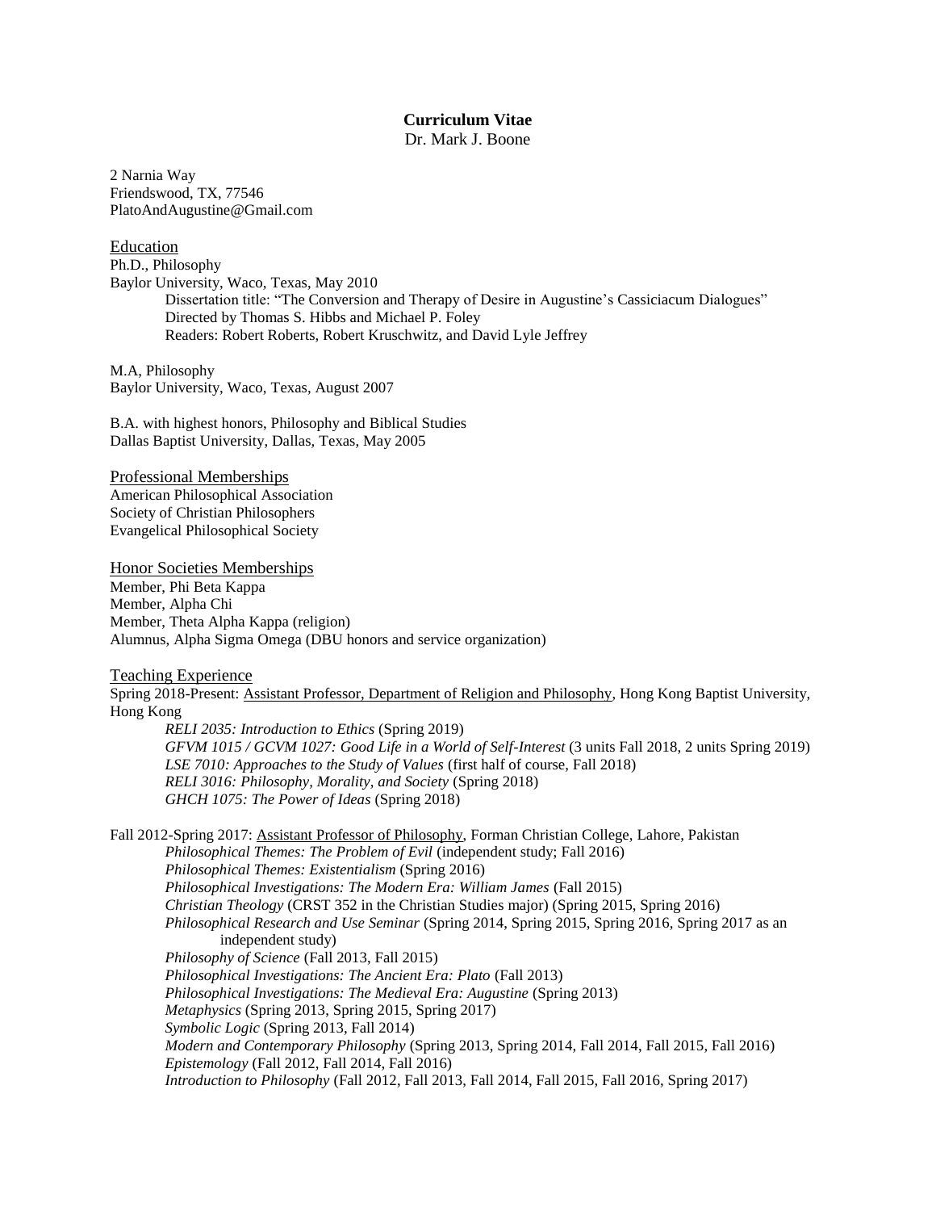**Curriculum Vitae**

Dr. Mark J. Boone

2 Narnia Way
Friendswood, TX, 77546
PlatoAndAugustine@Gmail.com

## Education

Ph.D., Philosophy
Baylor University, Waco, Texas, May 2010
Dissertation title: "The Conversion and Therapy of Desire in Augustine's Cassiciacum Dialogues"
Directed by Thomas S. Hibbs and Michael P. Foley
Readers: Robert Roberts, Robert Kruschwitz, and David Lyle Jeffrey

M.A, Philosophy
Baylor University, Waco, Texas, August 2007

B.A. with highest honors, Philosophy and Biblical Studies
Dallas Baptist University, Dallas, Texas, May 2005

## Professional Memberships

American Philosophical Association
Society of Christian Philosophers
Evangelical Philosophical Society

## Honor Societies Memberships

Member, Phi Beta Kappa
Member, Alpha Chi
Member, Theta Alpha Kappa (religion)
Alumnus, Alpha Sigma Omega (DBU honors and service organization)

## Teaching Experience

Spring 2018-Present: Assistant Professor, Department of Religion and Philosophy, Hong Kong Baptist University, Hong Kong

*RELI 2035: Introduction to Ethics* (Spring 2019)
*GFVM 1015 / GCVM 1027: Good Life in a World of Self-Interest* (3 units Fall 2018, 2 units Spring 2019)
*LSE 7010: Approaches to the Study of Values* (first half of course, Fall 2018)
*RELI 3016: Philosophy, Morality, and Society* (Spring 2018)
*GHCH 1075: The Power of Ideas* (Spring 2018)

Fall 2012-Spring 2017: Assistant Professor of Philosophy, Forman Christian College, Lahore, Pakistan

*Philosophical Themes: The Problem of Evil* (independent study; Fall 2016)
*Philosophical Themes: Existentialism* (Spring 2016)
*Philosophical Investigations: The Modern Era: William James* (Fall 2015)
*Christian Theology* (CRST 352 in the Christian Studies major) (Spring 2015, Spring 2016)
*Philosophical Research and Use Seminar* (Spring 2014, Spring 2015, Spring 2016, Spring 2017 as an independent study)
*Philosophy of Science* (Fall 2013, Fall 2015)
*Philosophical Investigations: The Ancient Era: Plato* (Fall 2013)
*Philosophical Investigations: The Medieval Era: Augustine* (Spring 2013)
*Metaphysics* (Spring 2013, Spring 2015, Spring 2017)
*Symbolic Logic* (Spring 2013, Fall 2014)
*Modern and Contemporary Philosophy* (Spring 2013, Spring 2014, Fall 2014, Fall 2015, Fall 2016)
*Epistemology* (Fall 2012, Fall 2014, Fall 2016)
*Introduction to Philosophy* (Fall 2012, Fall 2013, Fall 2014, Fall 2015, Fall 2016, Spring 2017)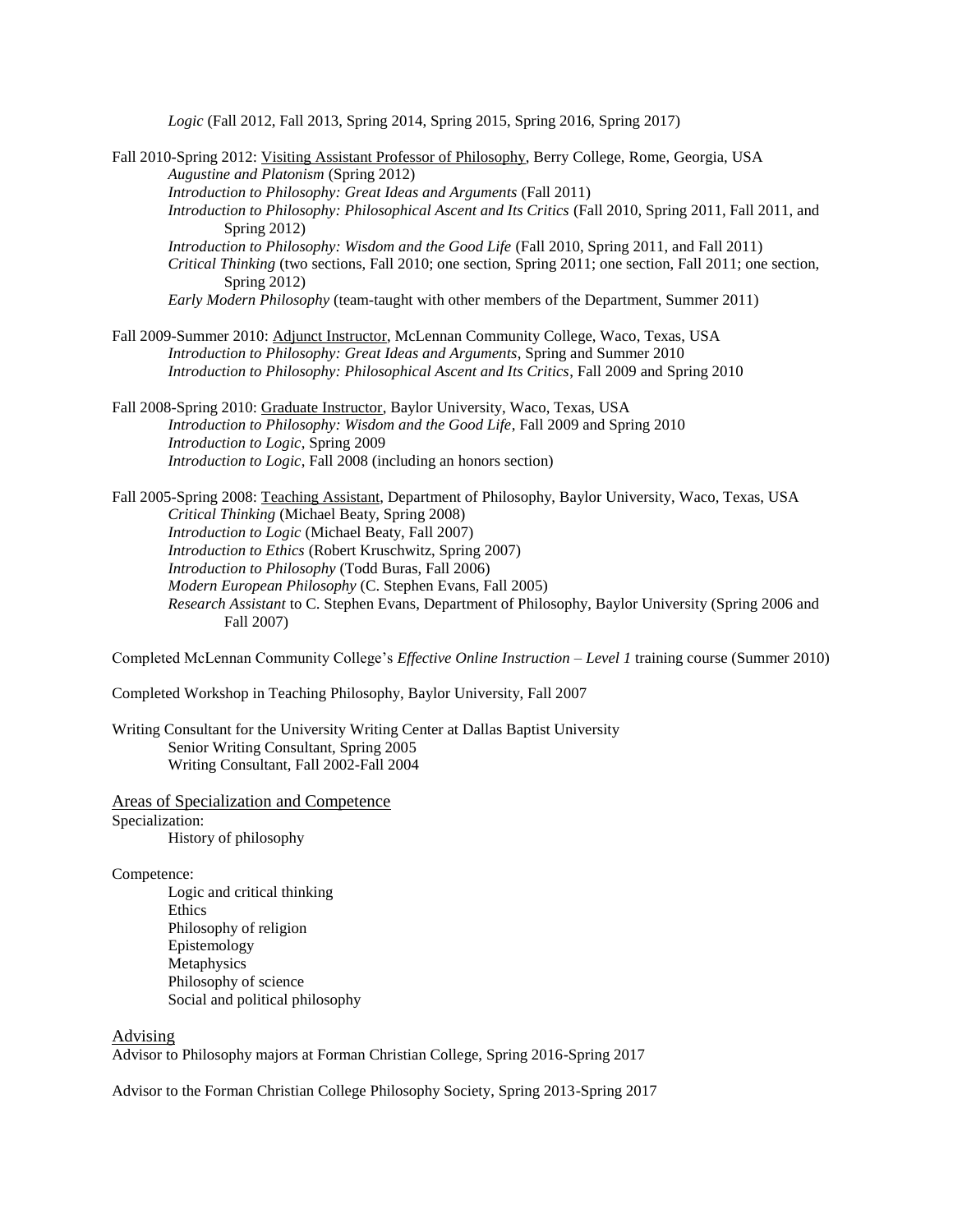*Logic* (Fall 2012, Fall 2013, Spring 2014, Spring 2015, Spring 2016, Spring 2017)

Fall 2010-Spring 2012: Visiting Assistant Professor of Philosophy, Berry College, Rome, Georgia, USA

- *Augustine and Platonism* (Spring 2012)
- *Introduction to Philosophy: Great Ideas and Arguments* (Fall 2011)
- *Introduction to Philosophy: Philosophical Ascent and Its Critics* (Fall 2010, Spring 2011, Fall 2011, and Spring 2012)
- *Introduction to Philosophy: Wisdom and the Good Life* (Fall 2010, Spring 2011, and Fall 2011)
- *Critical Thinking* (two sections, Fall 2010; one section, Spring 2011; one section, Fall 2011; one section, Spring 2012)
- *Early Modern Philosophy* (team-taught with other members of the Department, Summer 2011)

Fall 2009-Summer 2010: Adjunct Instructor, McLennan Community College, Waco, Texas, USA

- *Introduction to Philosophy: Great Ideas and Arguments*, Spring and Summer 2010
- *Introduction to Philosophy: Philosophical Ascent and Its Critics*, Fall 2009 and Spring 2010

Fall 2008-Spring 2010: Graduate Instructor, Baylor University, Waco, Texas, USA

- *Introduction to Philosophy: Wisdom and the Good Life*, Fall 2009 and Spring 2010
- *Introduction to Logic*, Spring 2009
- *Introduction to Logic*, Fall 2008 (including an honors section)

Fall 2005-Spring 2008: Teaching Assistant, Department of Philosophy, Baylor University, Waco, Texas, USA

- *Critical Thinking* (Michael Beaty, Spring 2008)
- *Introduction to Logic* (Michael Beaty, Fall 2007)
- *Introduction to Ethics* (Robert Kruschwitz, Spring 2007)
- *Introduction to Philosophy* (Todd Buras, Fall 2006)
- *Modern European Philosophy* (C. Stephen Evans, Fall 2005)
- *Research Assistant* to C. Stephen Evans, Department of Philosophy, Baylor University (Spring 2006 and Fall 2007)

Completed McLennan Community College's *Effective Online Instruction – Level 1* training course (Summer 2010)

Completed Workshop in Teaching Philosophy, Baylor University, Fall 2007

Writing Consultant for the University Writing Center at Dallas Baptist University

- Senior Writing Consultant, Spring 2005
- Writing Consultant, Fall 2002-Fall 2004

## Areas of Specialization and Competence

Specialization:

- History of philosophy

Competence:

- Logic and critical thinking
- Ethics
- Philosophy of religion
- Epistemology
- Metaphysics
- Philosophy of science
- Social and political philosophy

## Advising

Advisor to Philosophy majors at Forman Christian College, Spring 2016-Spring 2017

Advisor to the Forman Christian College Philosophy Society, Spring 2013-Spring 2017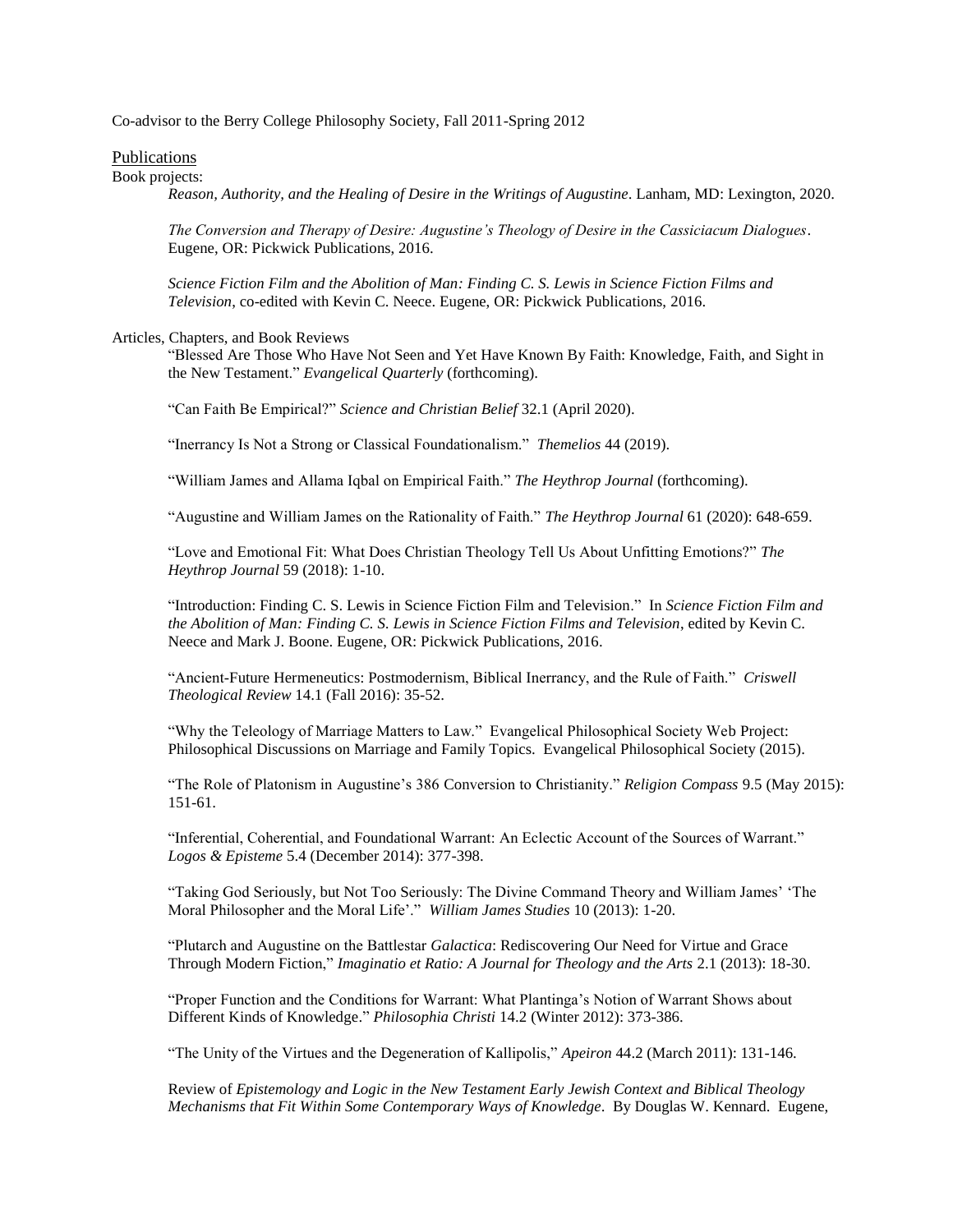Co-advisor to the Berry College Philosophy Society, Fall 2011-Spring 2012

## Publications

Book projects:

*Reason, Authority, and the Healing of Desire in the Writings of Augustine*. Lanham, MD: Lexington, 2020.

*The Conversion and Therapy of Desire: Augustine's Theology of Desire in the Cassiciacum Dialogues*. Eugene, OR: Pickwick Publications, 2016.

*Science Fiction Film and the Abolition of Man: Finding C. S. Lewis in Science Fiction Films and Television*, co-edited with Kevin C. Neece. Eugene, OR: Pickwick Publications, 2016.

Articles, Chapters, and Book Reviews

"Blessed Are Those Who Have Not Seen and Yet Have Known By Faith: Knowledge, Faith, and Sight in the New Testament." *Evangelical Quarterly* (forthcoming).

"Can Faith Be Empirical?" *Science and Christian Belief* 32.1 (April 2020).

"Inerrancy Is Not a Strong or Classical Foundationalism." *Themelios* 44 (2019).

"William James and Allama Iqbal on Empirical Faith." *The Heythrop Journal* (forthcoming).

"Augustine and William James on the Rationality of Faith." *The Heythrop Journal* 61 (2020): 648-659.

"Love and Emotional Fit: What Does Christian Theology Tell Us About Unfitting Emotions?" *The Heythrop Journal* 59 (2018): 1-10.

"Introduction: Finding C. S. Lewis in Science Fiction Film and Television." In *Science Fiction Film and the Abolition of Man: Finding C. S. Lewis in Science Fiction Films and Television*, edited by Kevin C. Neece and Mark J. Boone. Eugene, OR: Pickwick Publications, 2016.

"Ancient-Future Hermeneutics: Postmodernism, Biblical Inerrancy, and the Rule of Faith." *Criswell Theological Review* 14.1 (Fall 2016): 35-52.

"Why the Teleology of Marriage Matters to Law." Evangelical Philosophical Society Web Project: Philosophical Discussions on Marriage and Family Topics. Evangelical Philosophical Society (2015).

"The Role of Platonism in Augustine's 386 Conversion to Christianity." *Religion Compass* 9.5 (May 2015): 151-61.

"Inferential, Coherential, and Foundational Warrant: An Eclectic Account of the Sources of Warrant." *Logos & Episteme* 5.4 (December 2014): 377-398.

"Taking God Seriously, but Not Too Seriously: The Divine Command Theory and William James' 'The Moral Philosopher and the Moral Life'." *William James Studies* 10 (2013): 1-20.

"Plutarch and Augustine on the Battlestar *Galactica*: Rediscovering Our Need for Virtue and Grace Through Modern Fiction," *Imaginatio et Ratio: A Journal for Theology and the Arts* 2.1 (2013): 18-30.

"Proper Function and the Conditions for Warrant: What Plantinga's Notion of Warrant Shows about Different Kinds of Knowledge." *Philosophia Christi* 14.2 (Winter 2012): 373-386.

"The Unity of the Virtues and the Degeneration of Kallipolis," *Apeiron* 44.2 (March 2011): 131-146.

Review of *Epistemology and Logic in the New Testament Early Jewish Context and Biblical Theology Mechanisms that Fit Within Some Contemporary Ways of Knowledge*. By Douglas W. Kennard. Eugene,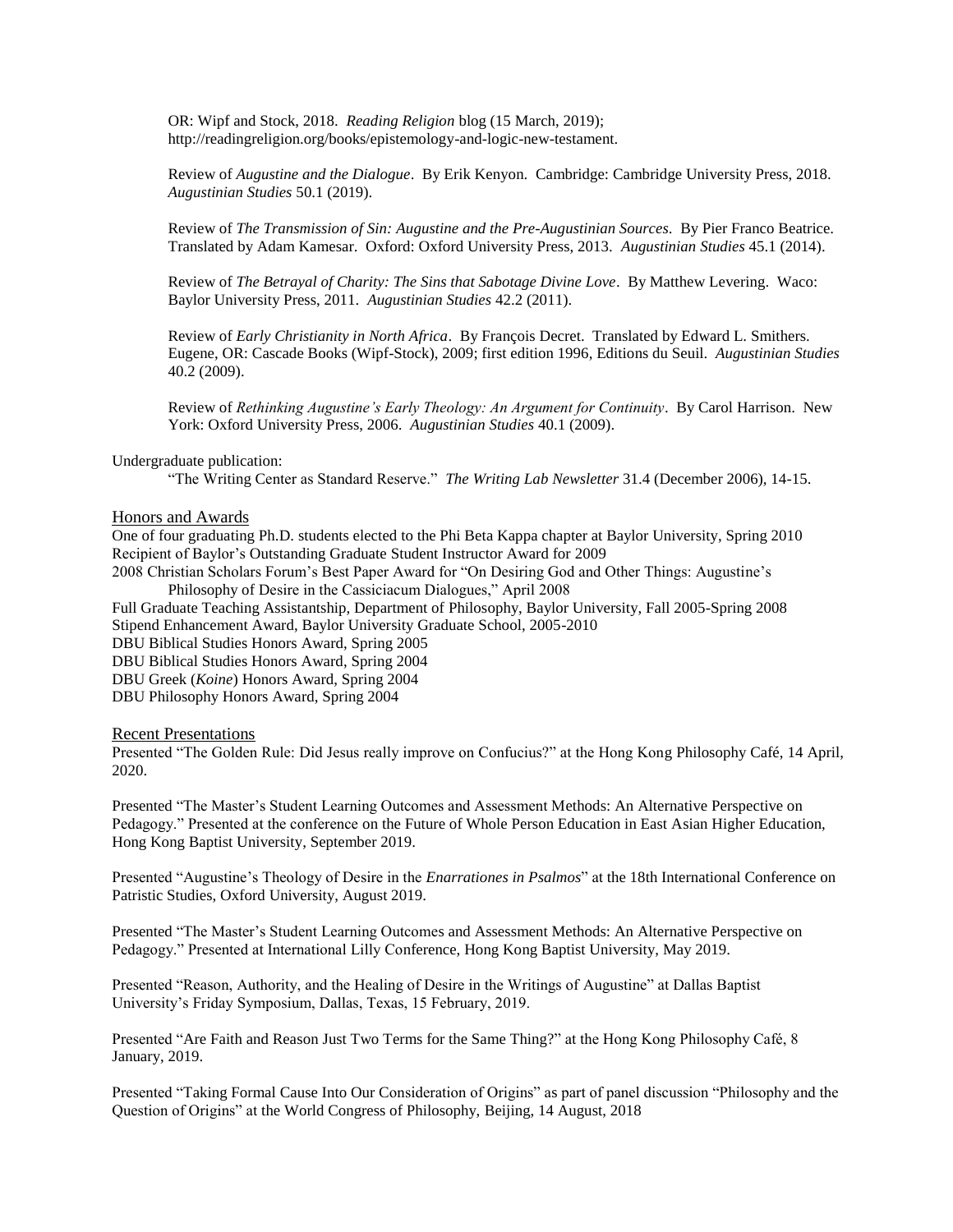OR: Wipf and Stock, 2018. *Reading Religion* blog (15 March, 2019); http://readingreligion.org/books/epistemology-and-logic-new-testament.

Review of *Augustine and the Dialogue*. By Erik Kenyon. Cambridge: Cambridge University Press, 2018. *Augustinian Studies* 50.1 (2019).

Review of *The Transmission of Sin: Augustine and the Pre-Augustinian Sources*. By Pier Franco Beatrice. Translated by Adam Kamesar. Oxford: Oxford University Press, 2013. *Augustinian Studies* 45.1 (2014).

Review of *The Betrayal of Charity: The Sins that Sabotage Divine Love*. By Matthew Levering. Waco: Baylor University Press, 2011. *Augustinian Studies* 42.2 (2011).

Review of *Early Christianity in North Africa*. By François Decret. Translated by Edward L. Smithers. Eugene, OR: Cascade Books (Wipf-Stock), 2009; first edition 1996, Editions du Seuil. *Augustinian Studies* 40.2 (2009).

Review of *Rethinking Augustine's Early Theology: An Argument for Continuity*. By Carol Harrison. New York: Oxford University Press, 2006. *Augustinian Studies* 40.1 (2009).

Undergraduate publication:

"The Writing Center as Standard Reserve." *The Writing Lab Newsletter* 31.4 (December 2006), 14-15.

## Honors and Awards

One of four graduating Ph.D. students elected to the Phi Beta Kappa chapter at Baylor University, Spring 2010
Recipient of Baylor's Outstanding Graduate Student Instructor Award for 2009
2008 Christian Scholars Forum's Best Paper Award for "On Desiring God and Other Things: Augustine's Philosophy of Desire in the Cassiciacum Dialogues," April 2008
Full Graduate Teaching Assistantship, Department of Philosophy, Baylor University, Fall 2005-Spring 2008
Stipend Enhancement Award, Baylor University Graduate School, 2005-2010
DBU Biblical Studies Honors Award, Spring 2005
DBU Biblical Studies Honors Award, Spring 2004
DBU Greek (*Koine*) Honors Award, Spring 2004
DBU Philosophy Honors Award, Spring 2004

## Recent Presentations

Presented "The Golden Rule: Did Jesus really improve on Confucius?" at the Hong Kong Philosophy Café, 14 April, 2020.

Presented "The Master's Student Learning Outcomes and Assessment Methods: An Alternative Perspective on Pedagogy." Presented at the conference on the Future of Whole Person Education in East Asian Higher Education, Hong Kong Baptist University, September 2019.

Presented "Augustine's Theology of Desire in the *Enarrationes in Psalmos*" at the 18th International Conference on Patristic Studies, Oxford University, August 2019.

Presented "The Master's Student Learning Outcomes and Assessment Methods: An Alternative Perspective on Pedagogy." Presented at International Lilly Conference, Hong Kong Baptist University, May 2019.

Presented "Reason, Authority, and the Healing of Desire in the Writings of Augustine" at Dallas Baptist University's Friday Symposium, Dallas, Texas, 15 February, 2019.

Presented "Are Faith and Reason Just Two Terms for the Same Thing?" at the Hong Kong Philosophy Café, 8 January, 2019.

Presented "Taking Formal Cause Into Our Consideration of Origins" as part of panel discussion "Philosophy and the Question of Origins" at the World Congress of Philosophy, Beijing, 14 August, 2018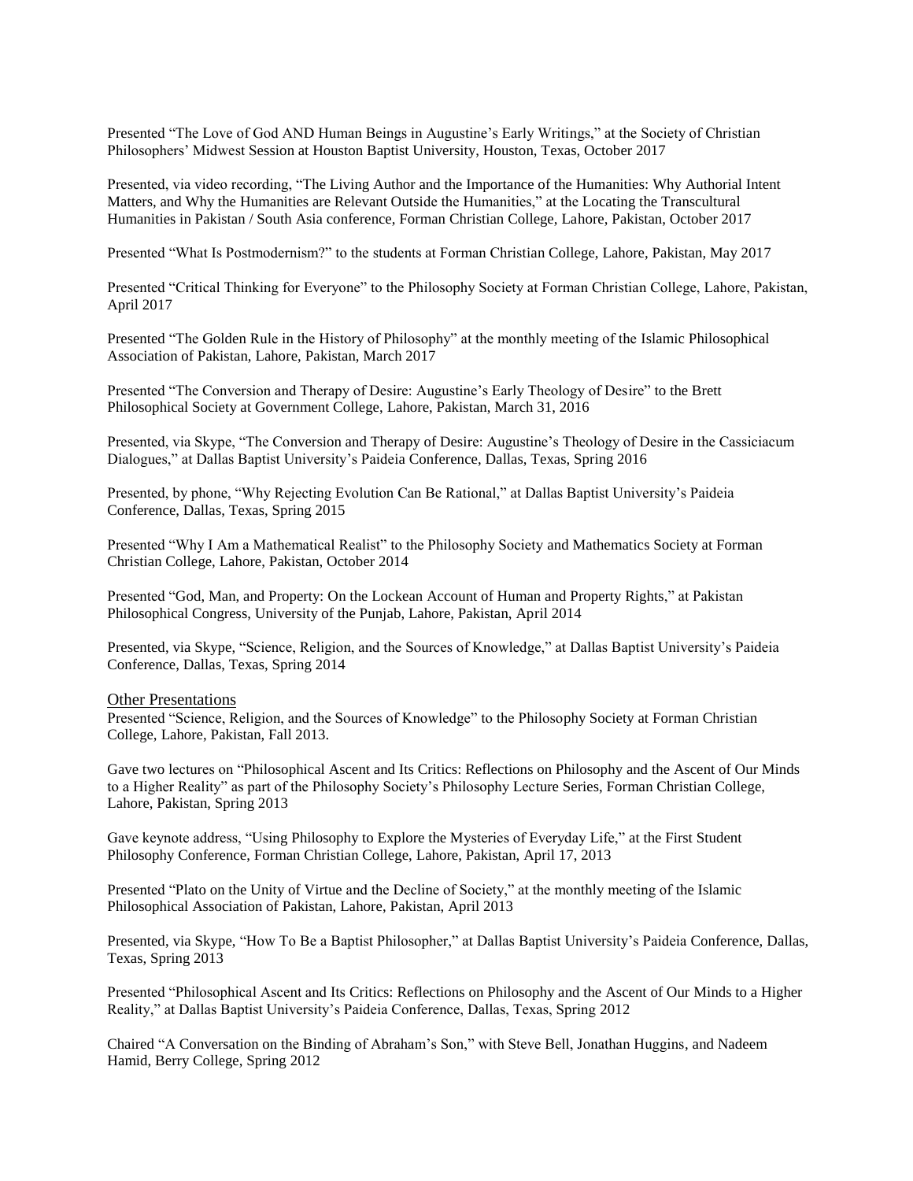Presented "The Love of God AND Human Beings in Augustine's Early Writings," at the Society of Christian Philosophers' Midwest Session at Houston Baptist University, Houston, Texas, October 2017

Presented, via video recording, "The Living Author and the Importance of the Humanities: Why Authorial Intent Matters, and Why the Humanities are Relevant Outside the Humanities," at the Locating the Transcultural Humanities in Pakistan / South Asia conference, Forman Christian College, Lahore, Pakistan, October 2017

Presented "What Is Postmodernism?" to the students at Forman Christian College, Lahore, Pakistan, May 2017

Presented "Critical Thinking for Everyone" to the Philosophy Society at Forman Christian College, Lahore, Pakistan, April 2017

Presented "The Golden Rule in the History of Philosophy" at the monthly meeting of the Islamic Philosophical Association of Pakistan, Lahore, Pakistan, March 2017

Presented "The Conversion and Therapy of Desire: Augustine's Early Theology of Desire" to the Brett Philosophical Society at Government College, Lahore, Pakistan, March 31, 2016

Presented, via Skype, "The Conversion and Therapy of Desire: Augustine's Theology of Desire in the Cassiciacum Dialogues," at Dallas Baptist University's Paideia Conference, Dallas, Texas, Spring 2016

Presented, by phone, "Why Rejecting Evolution Can Be Rational," at Dallas Baptist University's Paideia Conference, Dallas, Texas, Spring 2015

Presented "Why I Am a Mathematical Realist" to the Philosophy Society and Mathematics Society at Forman Christian College, Lahore, Pakistan, October 2014

Presented "God, Man, and Property: On the Lockean Account of Human and Property Rights," at Pakistan Philosophical Congress, University of the Punjab, Lahore, Pakistan, April 2014

Presented, via Skype, "Science, Religion, and the Sources of Knowledge," at Dallas Baptist University's Paideia Conference, Dallas, Texas, Spring 2014

## Other Presentations

Presented "Science, Religion, and the Sources of Knowledge" to the Philosophy Society at Forman Christian College, Lahore, Pakistan, Fall 2013.

Gave two lectures on "Philosophical Ascent and Its Critics: Reflections on Philosophy and the Ascent of Our Minds to a Higher Reality" as part of the Philosophy Society's Philosophy Lecture Series, Forman Christian College, Lahore, Pakistan, Spring 2013

Gave keynote address, "Using Philosophy to Explore the Mysteries of Everyday Life," at the First Student Philosophy Conference, Forman Christian College, Lahore, Pakistan, April 17, 2013

Presented "Plato on the Unity of Virtue and the Decline of Society," at the monthly meeting of the Islamic Philosophical Association of Pakistan, Lahore, Pakistan, April 2013

Presented, via Skype, "How To Be a Baptist Philosopher," at Dallas Baptist University's Paideia Conference, Dallas, Texas, Spring 2013

Presented "Philosophical Ascent and Its Critics: Reflections on Philosophy and the Ascent of Our Minds to a Higher Reality," at Dallas Baptist University's Paideia Conference, Dallas, Texas, Spring 2012

Chaired "A Conversation on the Binding of Abraham's Son," with Steve Bell, Jonathan Huggins, and Nadeem Hamid, Berry College, Spring 2012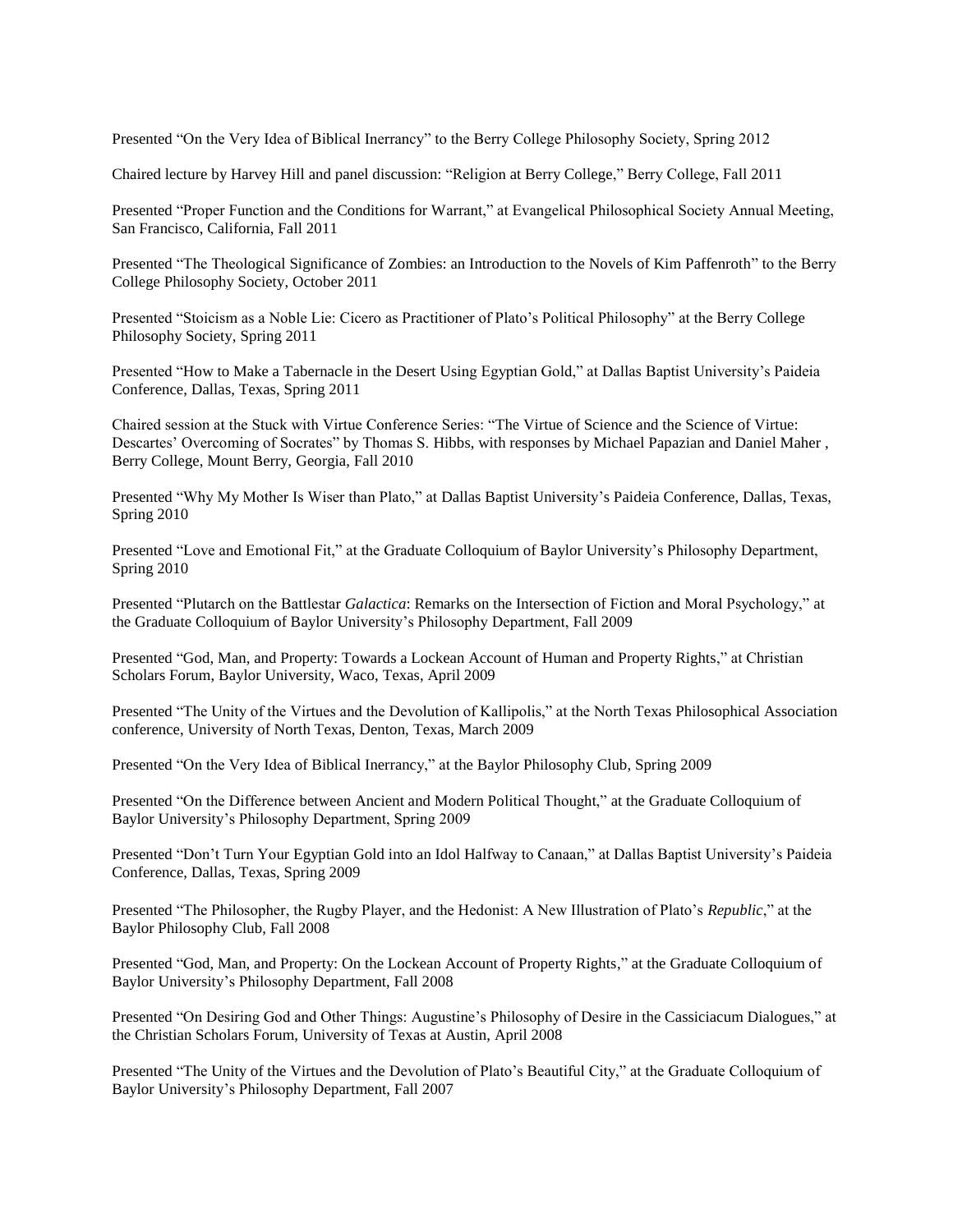Presented "On the Very Idea of Biblical Inerrancy" to the Berry College Philosophy Society, Spring 2012

Chaired lecture by Harvey Hill and panel discussion: "Religion at Berry College," Berry College, Fall 2011

Presented "Proper Function and the Conditions for Warrant," at Evangelical Philosophical Society Annual Meeting, San Francisco, California, Fall 2011

Presented "The Theological Significance of Zombies: an Introduction to the Novels of Kim Paffenroth" to the Berry College Philosophy Society, October 2011

Presented "Stoicism as a Noble Lie: Cicero as Practitioner of Plato's Political Philosophy" at the Berry College Philosophy Society, Spring 2011

Presented "How to Make a Tabernacle in the Desert Using Egyptian Gold," at Dallas Baptist University's Paideia Conference, Dallas, Texas, Spring 2011

Chaired session at the Stuck with Virtue Conference Series: "The Virtue of Science and the Science of Virtue: Descartes' Overcoming of Socrates" by Thomas S. Hibbs, with responses by Michael Papazian and Daniel Maher , Berry College, Mount Berry, Georgia, Fall 2010

Presented "Why My Mother Is Wiser than Plato," at Dallas Baptist University's Paideia Conference, Dallas, Texas, Spring 2010

Presented "Love and Emotional Fit," at the Graduate Colloquium of Baylor University's Philosophy Department, Spring 2010

Presented "Plutarch on the Battlestar *Galactica*: Remarks on the Intersection of Fiction and Moral Psychology," at the Graduate Colloquium of Baylor University's Philosophy Department, Fall 2009

Presented "God, Man, and Property: Towards a Lockean Account of Human and Property Rights," at Christian Scholars Forum, Baylor University, Waco, Texas, April 2009

Presented "The Unity of the Virtues and the Devolution of Kallipolis," at the North Texas Philosophical Association conference, University of North Texas, Denton, Texas, March 2009

Presented "On the Very Idea of Biblical Inerrancy," at the Baylor Philosophy Club, Spring 2009

Presented "On the Difference between Ancient and Modern Political Thought," at the Graduate Colloquium of Baylor University's Philosophy Department, Spring 2009

Presented "Don't Turn Your Egyptian Gold into an Idol Halfway to Canaan," at Dallas Baptist University's Paideia Conference, Dallas, Texas, Spring 2009

Presented "The Philosopher, the Rugby Player, and the Hedonist: A New Illustration of Plato's *Republic*," at the Baylor Philosophy Club, Fall 2008

Presented "God, Man, and Property: On the Lockean Account of Property Rights," at the Graduate Colloquium of Baylor University's Philosophy Department, Fall 2008

Presented "On Desiring God and Other Things: Augustine's Philosophy of Desire in the Cassiciacum Dialogues," at the Christian Scholars Forum, University of Texas at Austin, April 2008

Presented "The Unity of the Virtues and the Devolution of Plato's Beautiful City," at the Graduate Colloquium of Baylor University's Philosophy Department, Fall 2007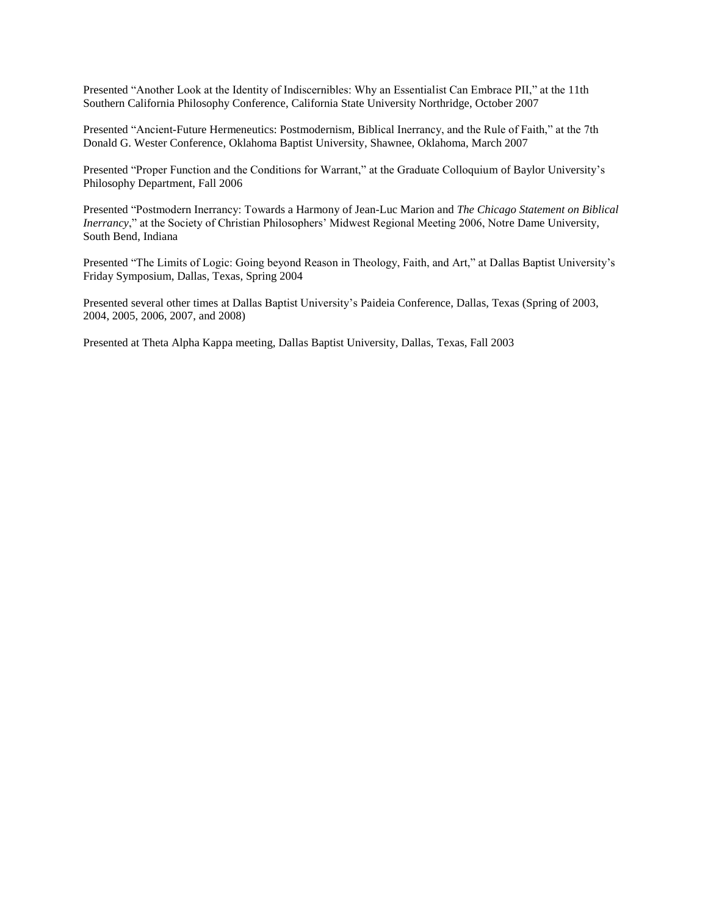Presented "Another Look at the Identity of Indiscernibles: Why an Essentialist Can Embrace PII," at the 11th Southern California Philosophy Conference, California State University Northridge, October 2007

Presented "Ancient-Future Hermeneutics: Postmodernism, Biblical Inerrancy, and the Rule of Faith," at the 7th Donald G. Wester Conference, Oklahoma Baptist University, Shawnee, Oklahoma, March 2007

Presented "Proper Function and the Conditions for Warrant," at the Graduate Colloquium of Baylor University's Philosophy Department, Fall 2006

Presented "Postmodern Inerrancy: Towards a Harmony of Jean-Luc Marion and *The Chicago Statement on Biblical Inerrancy*," at the Society of Christian Philosophers' Midwest Regional Meeting 2006, Notre Dame University, South Bend, Indiana

Presented "The Limits of Logic: Going beyond Reason in Theology, Faith, and Art," at Dallas Baptist University's Friday Symposium, Dallas, Texas, Spring 2004

Presented several other times at Dallas Baptist University's Paideia Conference, Dallas, Texas (Spring of 2003, 2004, 2005, 2006, 2007, and 2008)

Presented at Theta Alpha Kappa meeting, Dallas Baptist University, Dallas, Texas, Fall 2003